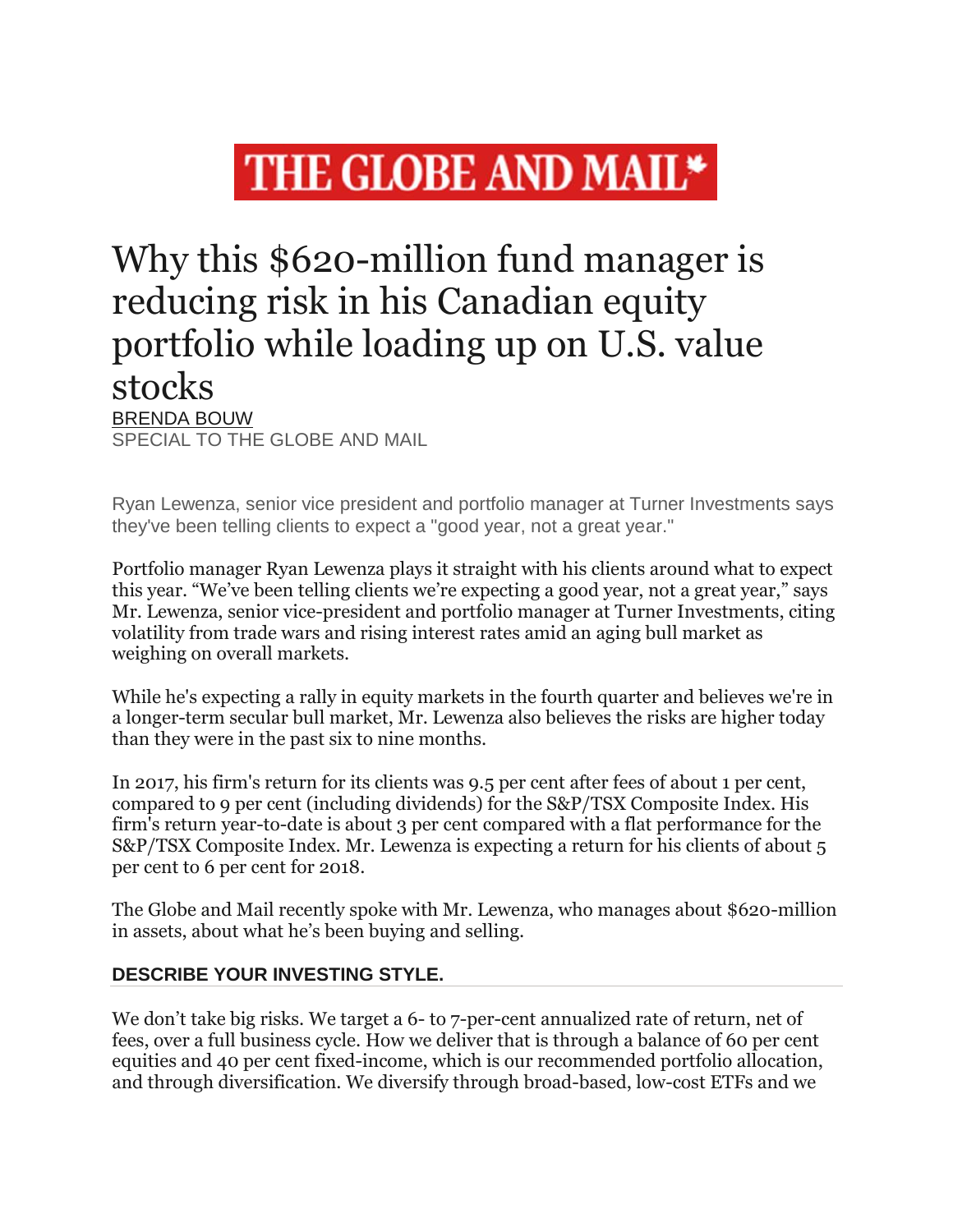# THE GLOBE AND MAIL

# Why this $620-million fund manager is reducing risk in his Canadian equity portfolio while loading up on U.S. value stocks

BRENDA BOUW
SPECIAL TO THE GLOBE AND MAIL

Ryan Lewenza, senior vice president and portfolio manager at Turner Investments says they've been telling clients to expect a "good year, not a great year."

Portfolio manager Ryan Lewenza plays it straight with his clients around what to expect this year. “We’ve been telling clients we’re expecting a good year, not a great year,” says Mr. Lewenza, senior vice-president and portfolio manager at Turner Investments, citing volatility from trade wars and rising interest rates amid an aging bull market as weighing on overall markets.

While he's expecting a rally in equity markets in the fourth quarter and believes we're in a longer-term secular bull market, Mr. Lewenza also believes the risks are higher today than they were in the past six to nine months.

In 2017, his firm's return for its clients was 9.5 per cent after fees of about 1 per cent, compared to 9 per cent (including dividends) for the S&P/TSX Composite Index. His firm's return year-to-date is about 3 per cent compared with a flat performance for the S&P/TSX Composite Index. Mr. Lewenza is expecting a return for his clients of about 5 per cent to 6 per cent for 2018.

The Globe and Mail recently spoke with Mr. Lewenza, who manages about $620-million in assets, about what he’s been buying and selling.

### DESCRIBE YOUR INVESTING STYLE.

We don’t take big risks. We target a 6- to 7-per-cent annualized rate of return, net of fees, over a full business cycle. How we deliver that is through a balance of 60 per cent equities and 40 per cent fixed-income, which is our recommended portfolio allocation, and through diversification. We diversify through broad-based, low-cost ETFs and we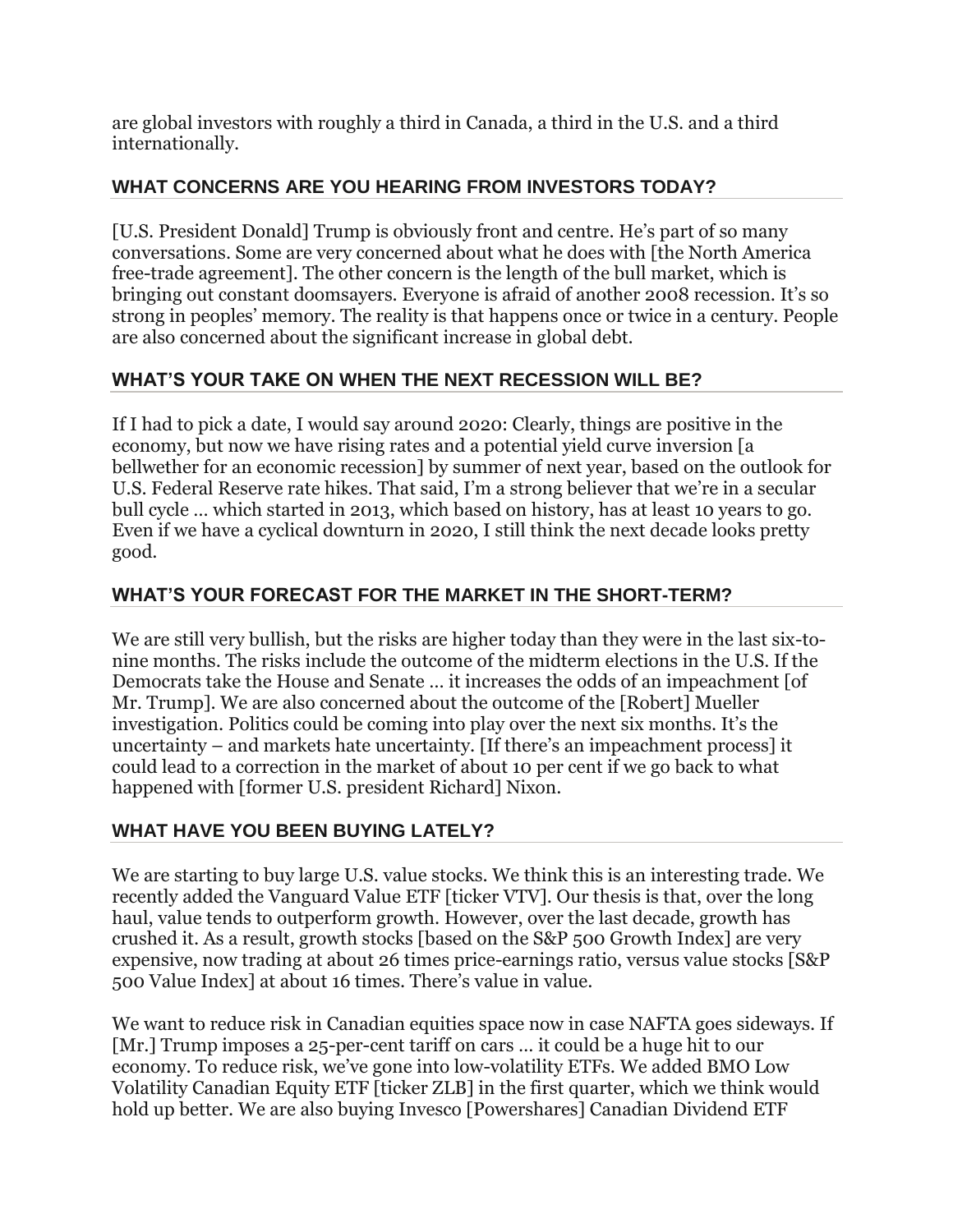are global investors with roughly a third in Canada, a third in the U.S. and a third internationally.

### WHAT CONCERNS ARE YOU HEARING FROM INVESTORS TODAY?

[U.S. President Donald] Trump is obviously front and centre. He's part of so many conversations. Some are very concerned about what he does with [the North America free-trade agreement]. The other concern is the length of the bull market, which is bringing out constant doomsayers. Everyone is afraid of another 2008 recession. It's so strong in peoples' memory. The reality is that happens once or twice in a century. People are also concerned about the significant increase in global debt.

### WHAT'S YOUR TAKE ON WHEN THE NEXT RECESSION WILL BE?

If I had to pick a date, I would say around 2020: Clearly, things are positive in the economy, but now we have rising rates and a potential yield curve inversion [a bellwether for an economic recession] by summer of next year, based on the outlook for U.S. Federal Reserve rate hikes. That said, I'm a strong believer that we're in a secular bull cycle … which started in 2013, which based on history, has at least 10 years to go. Even if we have a cyclical downturn in 2020, I still think the next decade looks pretty good.

### WHAT'S YOUR FORECAST FOR THE MARKET IN THE SHORT-TERM?

We are still very bullish, but the risks are higher today than they were in the last six-to-nine months. The risks include the outcome of the midterm elections in the U.S. If the Democrats take the House and Senate … it increases the odds of an impeachment [of Mr. Trump]. We are also concerned about the outcome of the [Robert] Mueller investigation. Politics could be coming into play over the next six months. It's the uncertainty – and markets hate uncertainty. [If there's an impeachment process] it could lead to a correction in the market of about 10 per cent if we go back to what happened with [former U.S. president Richard] Nixon.

### WHAT HAVE YOU BEEN BUYING LATELY?

We are starting to buy large U.S. value stocks. We think this is an interesting trade. We recently added the Vanguard Value ETF [ticker VTV]. Our thesis is that, over the long haul, value tends to outperform growth. However, over the last decade, growth has crushed it. As a result, growth stocks [based on the S&P 500 Growth Index] are very expensive, now trading at about 26 times price-earnings ratio, versus value stocks [S&P 500 Value Index] at about 16 times. There's value in value.

We want to reduce risk in Canadian equities space now in case NAFTA goes sideways. If [Mr.] Trump imposes a 25-per-cent tariff on cars … it could be a huge hit to our economy. To reduce risk, we've gone into low-volatility ETFs. We added BMO Low Volatility Canadian Equity ETF [ticker ZLB] in the first quarter, which we think would hold up better. We are also buying Invesco [Powershares] Canadian Dividend ETF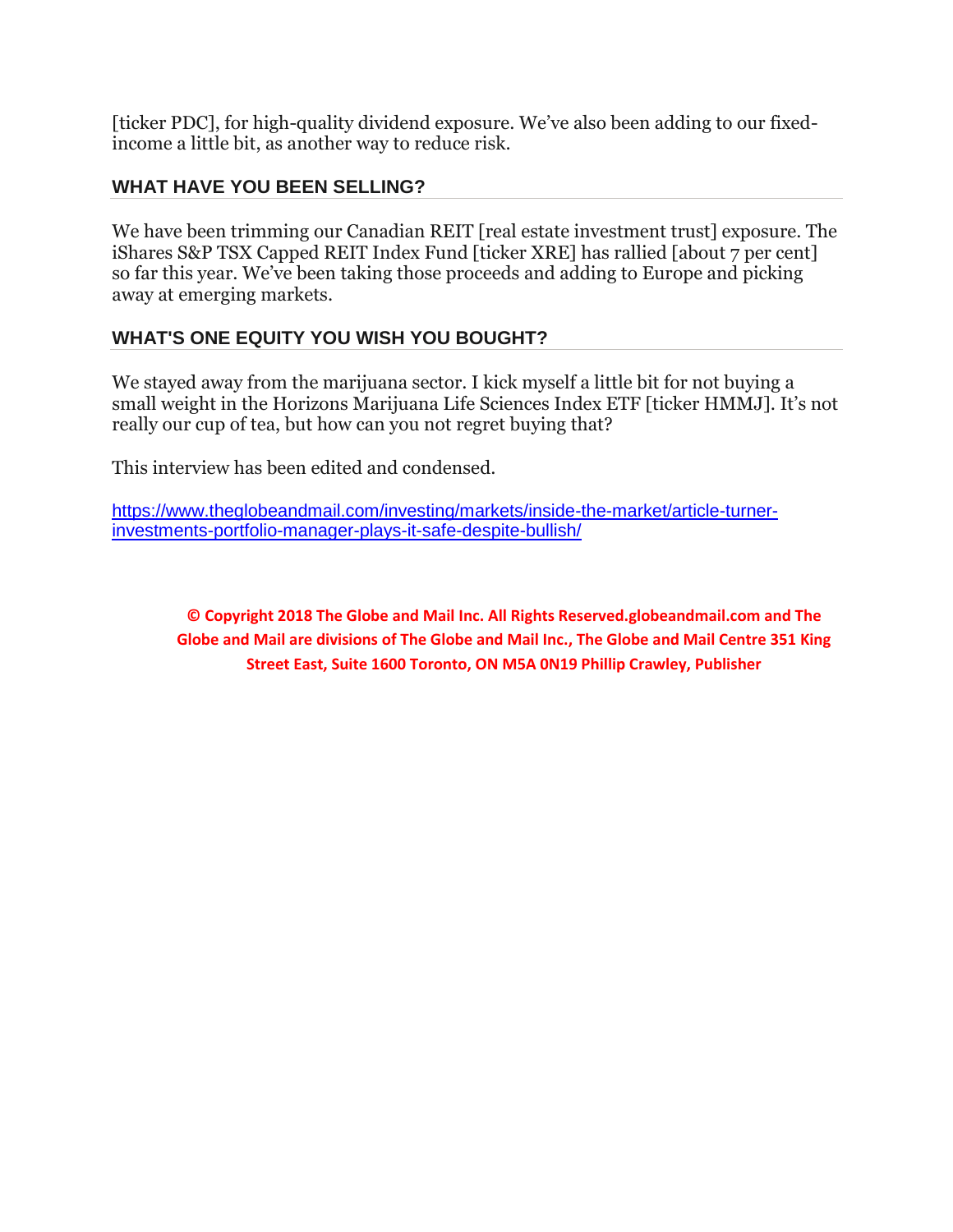[ticker PDC], for high-quality dividend exposure. We've also been adding to our fixed-income a little bit, as another way to reduce risk.

## WHAT HAVE YOU BEEN SELLING?

We have been trimming our Canadian REIT [real estate investment trust] exposure. The iShares S&P TSX Capped REIT Index Fund [ticker XRE] has rallied [about 7 per cent] so far this year. We've been taking those proceeds and adding to Europe and picking away at emerging markets.

## WHAT'S ONE EQUITY YOU WISH YOU BOUGHT?

We stayed away from the marijuana sector. I kick myself a little bit for not buying a small weight in the Horizons Marijuana Life Sciences Index ETF [ticker HMMJ]. It's not really our cup of tea, but how can you not regret buying that?

This interview has been edited and condensed.

[https://www.theglobeandmail.com/investing/markets/inside-the-market/article-turner-investments-portfolio-manager-plays-it-safe-despite-bullish/](https://www.theglobeandmail.com/investing/markets/inside-the-market/article-turner-investments-portfolio-manager-plays-it-safe-despite-bullish/)

**© Copyright 2018 The Globe and Mail Inc. All Rights Reserved.globeandmail.com and The Globe and Mail are divisions of The Globe and Mail Inc., The Globe and Mail Centre 351 King Street East, Suite 1600 Toronto, ON M5A 0N19 Phillip Crawley, Publisher**